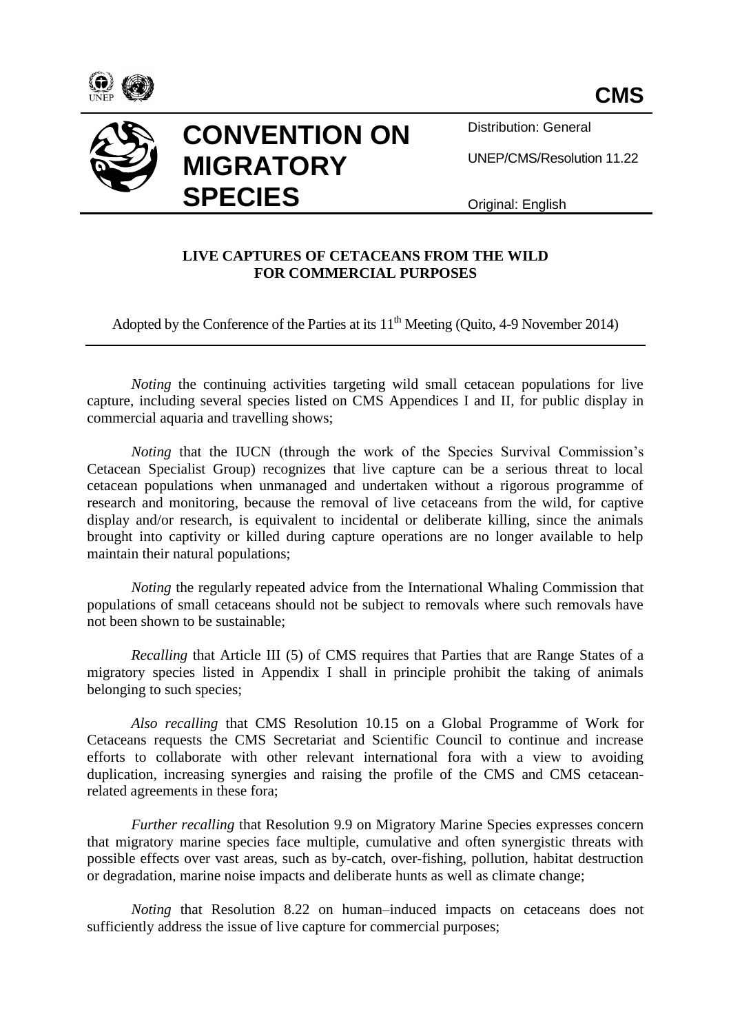**CMS**

# CONVENTION ON MIGRATORY SPECIES

Distribution: General

UNEP/CMS/Resolution 11.22

Original: English

## LIVE CAPTURES OF CETACEANS FROM THE WILD FOR COMMERCIAL PURPOSES

Adopted by the Conference of the Parties at its 11th Meeting (Quito, 4-9 November 2014)

---

*Noting* the continuing activities targeting wild small cetacean populations for live capture, including several species listed on CMS Appendices I and II, for public display in commercial aquaria and travelling shows;

*Noting* that the IUCN (through the work of the Species Survival Commission's Cetacean Specialist Group) recognizes that live capture can be a serious threat to local cetacean populations when unmanaged and undertaken without a rigorous programme of research and monitoring, because the removal of live cetaceans from the wild, for captive display and/or research, is equivalent to incidental or deliberate killing, since the animals brought into captivity or killed during capture operations are no longer available to help maintain their natural populations;

*Noting* the regularly repeated advice from the International Whaling Commission that populations of small cetaceans should not be subject to removals where such removals have not been shown to be sustainable;

*Recalling* that Article III (5) of CMS requires that Parties that are Range States of a migratory species listed in Appendix I shall in principle prohibit the taking of animals belonging to such species;

*Also recalling* that CMS Resolution 10.15 on a Global Programme of Work for Cetaceans requests the CMS Secretariat and Scientific Council to continue and increase efforts to collaborate with other relevant international fora with a view to avoiding duplication, increasing synergies and raising the profile of the CMS and CMS cetacean-related agreements in these fora;

*Further recalling* that Resolution 9.9 on Migratory Marine Species expresses concern that migratory marine species face multiple, cumulative and often synergistic threats with possible effects over vast areas, such as by-catch, over-fishing, pollution, habitat destruction or degradation, marine noise impacts and deliberate hunts as well as climate change;

*Noting* that Resolution 8.22 on human–induced impacts on cetaceans does not sufficiently address the issue of live capture for commercial purposes;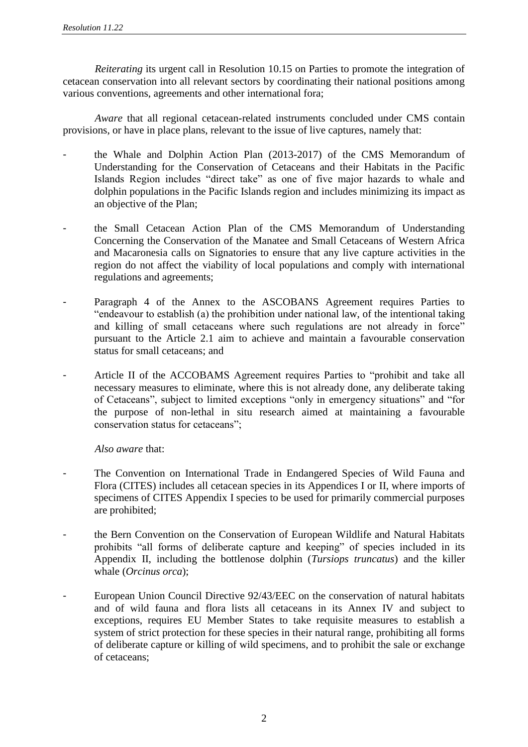*Reiterating* its urgent call in Resolution 10.15 on Parties to promote the integration of cetacean conservation into all relevant sectors by coordinating their national positions among various conventions, agreements and other international fora;

*Aware* that all regional cetacean-related instruments concluded under CMS contain provisions, or have in place plans, relevant to the issue of live captures, namely that:

- the Whale and Dolphin Action Plan (2013-2017) of the CMS Memorandum of Understanding for the Conservation of Cetaceans and their Habitats in the Pacific Islands Region includes "direct take" as one of five major hazards to whale and dolphin populations in the Pacific Islands region and includes minimizing its impact as an objective of the Plan;

- the Small Cetacean Action Plan of the CMS Memorandum of Understanding Concerning the Conservation of the Manatee and Small Cetaceans of Western Africa and Macaronesia calls on Signatories to ensure that any live capture activities in the region do not affect the viability of local populations and comply with international regulations and agreements;

- Paragraph 4 of the Annex to the ASCOBANS Agreement requires Parties to "endeavour to establish (a) the prohibition under national law, of the intentional taking and killing of small cetaceans where such regulations are not already in force" pursuant to the Article 2.1 aim to achieve and maintain a favourable conservation status for small cetaceans; and

- Article II of the ACCOBAMS Agreement requires Parties to "prohibit and take all necessary measures to eliminate, where this is not already done, any deliberate taking of Cetaceans", subject to limited exceptions "only in emergency situations" and "for the purpose of non-lethal in situ research aimed at maintaining a favourable conservation status for cetaceans";

*Also aware* that:

- The Convention on International Trade in Endangered Species of Wild Fauna and Flora (CITES) includes all cetacean species in its Appendices I or II, where imports of specimens of CITES Appendix I species to be used for primarily commercial purposes are prohibited;

- the Bern Convention on the Conservation of European Wildlife and Natural Habitats prohibits "all forms of deliberate capture and keeping" of species included in its Appendix II, including the bottlenose dolphin (*Tursiops truncatus*) and the killer whale (*Orcinus orca*);

- European Union Council Directive 92/43/EEC on the conservation of natural habitats and of wild fauna and flora lists all cetaceans in its Annex IV and subject to exceptions, requires EU Member States to take requisite measures to establish a system of strict protection for these species in their natural range, prohibiting all forms of deliberate capture or killing of wild specimens, and to prohibit the sale or exchange of cetaceans;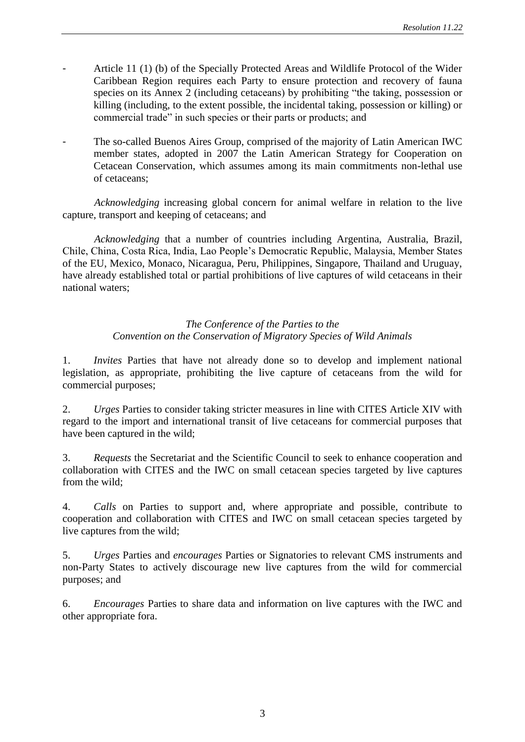- Article 11 (1) (b) of the Specially Protected Areas and Wildlife Protocol of the Wider Caribbean Region requires each Party to ensure protection and recovery of fauna species on its Annex 2 (including cetaceans) by prohibiting "the taking, possession or killing (including, to the extent possible, the incidental taking, possession or killing) or commercial trade" in such species or their parts or products; and

- The so-called Buenos Aires Group, comprised of the majority of Latin American IWC member states, adopted in 2007 the Latin American Strategy for Cooperation on Cetacean Conservation, which assumes among its main commitments non-lethal use of cetaceans;

*Acknowledging* increasing global concern for animal welfare in relation to the live capture, transport and keeping of cetaceans; and

*Acknowledging* that a number of countries including Argentina, Australia, Brazil, Chile, China, Costa Rica, India, Lao People's Democratic Republic, Malaysia, Member States of the EU, Mexico, Monaco, Nicaragua, Peru, Philippines, Singapore, Thailand and Uruguay, have already established total or partial prohibitions of live captures of wild cetaceans in their national waters;

*The Conference of the Parties to the*
*Convention on the Conservation of Migratory Species of Wild Animals*

1. *Invites* Parties that have not already done so to develop and implement national legislation, as appropriate, prohibiting the live capture of cetaceans from the wild for commercial purposes;

2. *Urges* Parties to consider taking stricter measures in line with CITES Article XIV with regard to the import and international transit of live cetaceans for commercial purposes that have been captured in the wild;

3. *Requests* the Secretariat and the Scientific Council to seek to enhance cooperation and collaboration with CITES and the IWC on small cetacean species targeted by live captures from the wild;

4. *Calls* on Parties to support and, where appropriate and possible, contribute to cooperation and collaboration with CITES and IWC on small cetacean species targeted by live captures from the wild;

5. *Urges* Parties and *encourages* Parties or Signatories to relevant CMS instruments and non-Party States to actively discourage new live captures from the wild for commercial purposes; and

6. *Encourages* Parties to share data and information on live captures with the IWC and other appropriate fora.